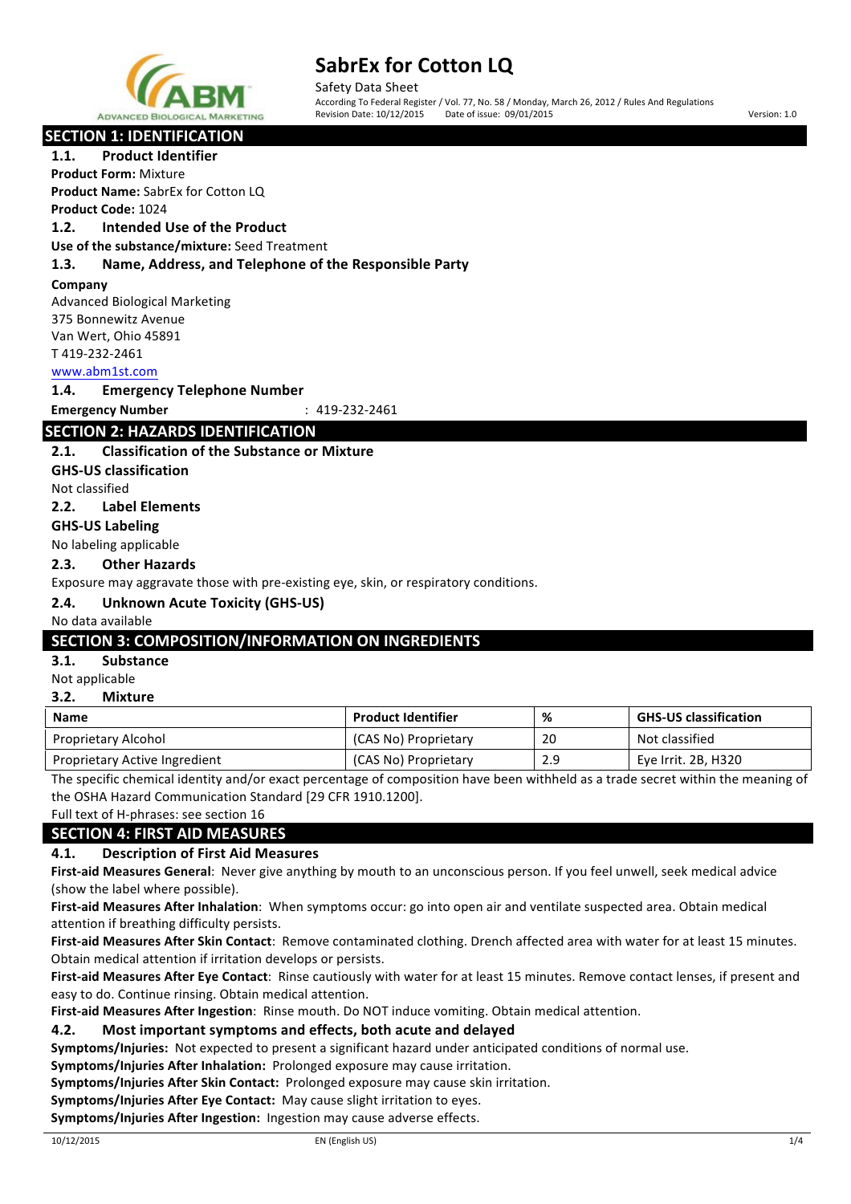# SabrEx for Cotton LQ

Safety Data Sheet

According To Federal Register / Vol. 77, No. 58 / Monday, March 26, 2012 / Rules And Regulations

Revision Date: 10/12/2015 Date of issue: 09/01/2015 Version: 1.0

## SECTION 1: IDENTIFICATION

### 1.1. Product Identifier

**Product Form:** Mixture

**Product Name:** SabrEx for Cotton LQ

**Product Code:** 1024

### 1.2. Intended Use of the Product

**Use of the substance/mixture:** Seed Treatment

### 1.3. Name, Address, and Telephone of the Responsible Party

**Company**

Advanced Biological Marketing
375 Bonnewitz Avenue
Van Wert, Ohio 45891
T 419-232-2461
www.abm1st.com

### 1.4. Emergency Telephone Number

**Emergency Number** : 419-232-2461

## SECTION 2: HAZARDS IDENTIFICATION

### 2.1. Classification of the Substance or Mixture

**GHS-US classification**

Not classified

### 2.2. Label Elements

**GHS-US Labeling**

No labeling applicable

### 2.3. Other Hazards

Exposure may aggravate those with pre-existing eye, skin, or respiratory conditions.

### 2.4. Unknown Acute Toxicity (GHS-US)

No data available

## SECTION 3: COMPOSITION/INFORMATION ON INGREDIENTS

### 3.1. Substance

Not applicable

### 3.2. Mixture

| Name | Product Identifier | % | GHS-US classification |
|---|---|---|---|
| Proprietary Alcohol | (CAS No) Proprietary | 20 | Not classified |
| Proprietary Active Ingredient | (CAS No) Proprietary | 2.9 | Eye Irrit. 2B, H320 |

The specific chemical identity and/or exact percentage of composition have been withheld as a trade secret within the meaning of the OSHA Hazard Communication Standard [29 CFR 1910.1200].

Full text of H-phrases: see section 16

## SECTION 4: FIRST AID MEASURES

### 4.1. Description of First Aid Measures

**First-aid Measures General**: Never give anything by mouth to an unconscious person. If you feel unwell, seek medical advice (show the label where possible).

**First-aid Measures After Inhalation**: When symptoms occur: go into open air and ventilate suspected area. Obtain medical attention if breathing difficulty persists.

**First-aid Measures After Skin Contact**: Remove contaminated clothing. Drench affected area with water for at least 15 minutes. Obtain medical attention if irritation develops or persists.

**First-aid Measures After Eye Contact**: Rinse cautiously with water for at least 15 minutes. Remove contact lenses, if present and easy to do. Continue rinsing. Obtain medical attention.

**First-aid Measures After Ingestion**: Rinse mouth. Do NOT induce vomiting. Obtain medical attention.

### 4.2. Most important symptoms and effects, both acute and delayed

**Symptoms/Injuries:** Not expected to present a significant hazard under anticipated conditions of normal use.

**Symptoms/Injuries After Inhalation:** Prolonged exposure may cause irritation.

**Symptoms/Injuries After Skin Contact:** Prolonged exposure may cause skin irritation.

**Symptoms/Injuries After Eye Contact:** May cause slight irritation to eyes.

**Symptoms/Injuries After Ingestion:** Ingestion may cause adverse effects.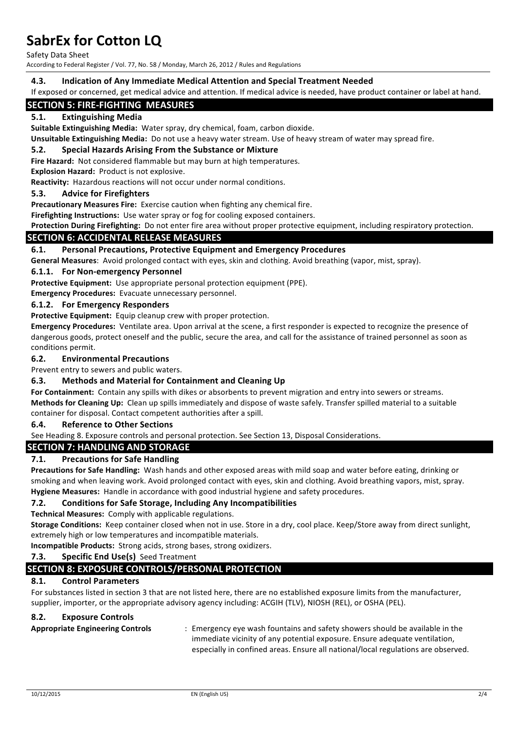### 4.3. Indication of Any Immediate Medical Attention and Special Treatment Needed

If exposed or concerned, get medical advice and attention. If medical advice is needed, have product container or label at hand.

## SECTION 5: FIRE-FIGHTING MEASURES

### 5.1. Extinguishing Media

**Suitable Extinguishing Media:** Water spray, dry chemical, foam, carbon dioxide.

**Unsuitable Extinguishing Media:** Do not use a heavy water stream. Use of heavy stream of water may spread fire.

### 5.2. Special Hazards Arising From the Substance or Mixture

**Fire Hazard:** Not considered flammable but may burn at high temperatures.

**Explosion Hazard:** Product is not explosive.

**Reactivity:** Hazardous reactions will not occur under normal conditions.

### 5.3. Advice for Firefighters

**Precautionary Measures Fire:** Exercise caution when fighting any chemical fire.

**Firefighting Instructions:** Use water spray or fog for cooling exposed containers.

**Protection During Firefighting:** Do not enter fire area without proper protective equipment, including respiratory protection.

## SECTION 6: ACCIDENTAL RELEASE MEASURES

### 6.1. Personal Precautions, Protective Equipment and Emergency Procedures

**General Measures**: Avoid prolonged contact with eyes, skin and clothing. Avoid breathing (vapor, mist, spray).

#### 6.1.1. For Non-emergency Personnel

**Protective Equipment:** Use appropriate personal protection equipment (PPE).

**Emergency Procedures:** Evacuate unnecessary personnel.

#### 6.1.2. For Emergency Responders

**Protective Equipment:** Equip cleanup crew with proper protection.

**Emergency Procedures:** Ventilate area. Upon arrival at the scene, a first responder is expected to recognize the presence of dangerous goods, protect oneself and the public, secure the area, and call for the assistance of trained personnel as soon as conditions permit.

### 6.2. Environmental Precautions

Prevent entry to sewers and public waters.

### 6.3. Methods and Material for Containment and Cleaning Up

**For Containment:** Contain any spills with dikes or absorbents to prevent migration and entry into sewers or streams.

**Methods for Cleaning Up:** Clean up spills immediately and dispose of waste safely. Transfer spilled material to a suitable container for disposal. Contact competent authorities after a spill.

### 6.4. Reference to Other Sections

See Heading 8. Exposure controls and personal protection. See Section 13, Disposal Considerations.

## SECTION 7: HANDLING AND STORAGE

### 7.1. Precautions for Safe Handling

**Precautions for Safe Handling:** Wash hands and other exposed areas with mild soap and water before eating, drinking or smoking and when leaving work. Avoid prolonged contact with eyes, skin and clothing. Avoid breathing vapors, mist, spray.

**Hygiene Measures:** Handle in accordance with good industrial hygiene and safety procedures.

### 7.2. Conditions for Safe Storage, Including Any Incompatibilities

**Technical Measures:** Comply with applicable regulations.

**Storage Conditions:** Keep container closed when not in use. Store in a dry, cool place. Keep/Store away from direct sunlight, extremely high or low temperatures and incompatible materials.

**Incompatible Products:** Strong acids, strong bases, strong oxidizers.

### 7.3. Specific End Use(s) Seed Treatment

## SECTION 8: EXPOSURE CONTROLS/PERSONAL PROTECTION

### 8.1. Control Parameters

For substances listed in section 3 that are not listed here, there are no established exposure limits from the manufacturer, supplier, importer, or the appropriate advisory agency including: ACGIH (TLV), NIOSH (REL), or OSHA (PEL).

### 8.2. Exposure Controls

**Appropriate Engineering Controls** : Emergency eye wash fountains and safety showers should be available in the immediate vicinity of any potential exposure. Ensure adequate ventilation, especially in confined areas. Ensure all national/local regulations are observed.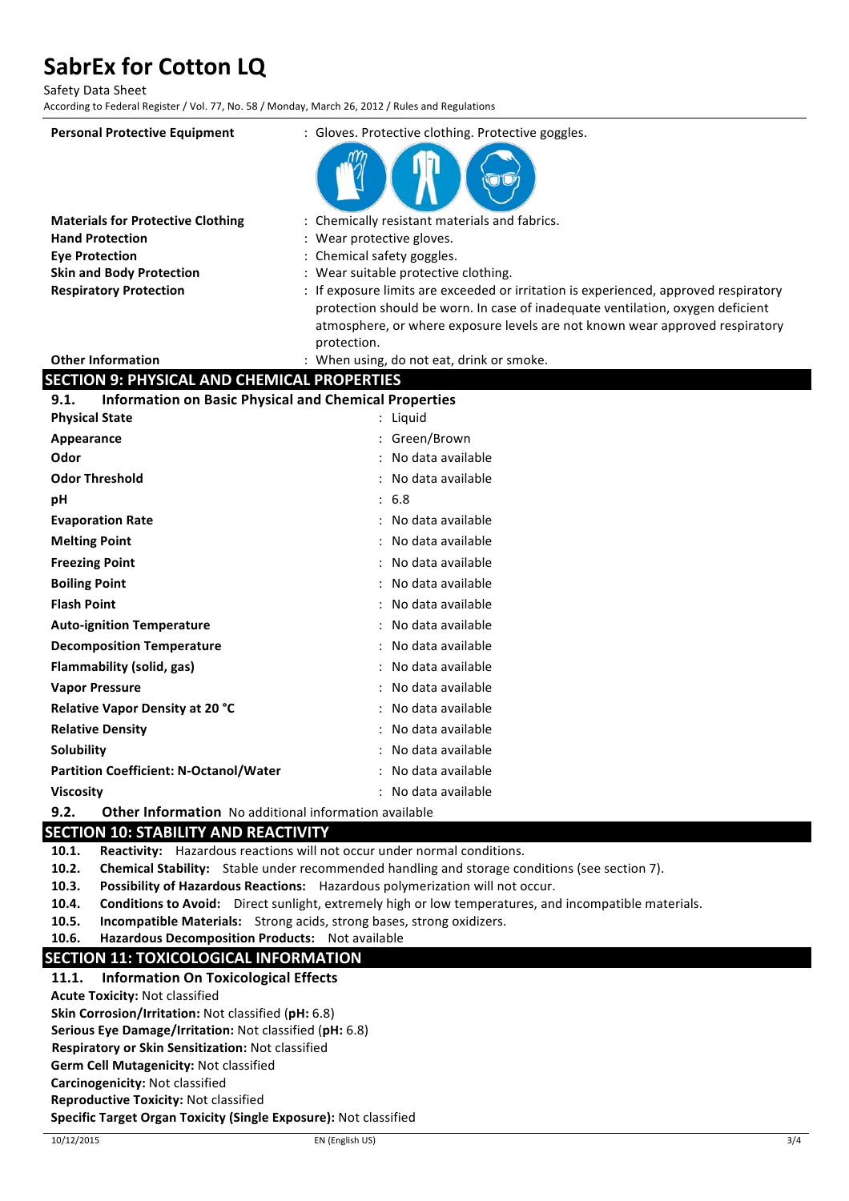| | |
|---|---|
| **Personal Protective Equipment** | : Gloves. Protective clothing. Protective goggles. |
| **Materials for Protective Clothing** | : Chemically resistant materials and fabrics. |
| **Hand Protection** | : Wear protective gloves. |
| **Eye Protection** | : Chemical safety goggles. |
| **Skin and Body Protection** | : Wear suitable protective clothing. |
| **Respiratory Protection** | : If exposure limits are exceeded or irritation is experienced, approved respiratory protection should be worn. In case of inadequate ventilation, oxygen deficient atmosphere, or where exposure levels are not known wear approved respiratory protection. |
| **Other Information** | : When using, do not eat, drink or smoke. |

## SECTION 9: PHYSICAL AND CHEMICAL PROPERTIES

### 9.1. Information on Basic Physical and Chemical Properties

| | |
|---|---|
| **Physical State** | : Liquid |
| **Appearance** | : Green/Brown |
| **Odor** | : No data available |
| **Odor Threshold** | : No data available |
| **pH** | : 6.8 |
| **Evaporation Rate** | : No data available |
| **Melting Point** | : No data available |
| **Freezing Point** | : No data available |
| **Boiling Point** | : No data available |
| **Flash Point** | : No data available |
| **Auto-ignition Temperature** | : No data available |
| **Decomposition Temperature** | : No data available |
| **Flammability (solid, gas)** | : No data available |
| **Vapor Pressure** | : No data available |
| **Relative Vapor Density at 20 °C** | : No data available |
| **Relative Density** | : No data available |
| **Solubility** | : No data available |
| **Partition Coefficient: N-Octanol/Water** | : No data available |
| **Viscosity** | : No data available |

### 9.2. Other Information
No additional information available

## SECTION 10: STABILITY AND REACTIVITY

**10.1. Reactivity:** Hazardous reactions will not occur under normal conditions.

**10.2. Chemical Stability:** Stable under recommended handling and storage conditions (see section 7).

**10.3. Possibility of Hazardous Reactions:** Hazardous polymerization will not occur.

**10.4. Conditions to Avoid:** Direct sunlight, extremely high or low temperatures, and incompatible materials.

**10.5. Incompatible Materials:** Strong acids, strong bases, strong oxidizers.

**10.6. Hazardous Decomposition Products:** Not available

## SECTION 11: TOXICOLOGICAL INFORMATION

### 11.1. Information On Toxicological Effects

**Acute Toxicity:** Not classified

**Skin Corrosion/Irritation:** Not classified (**pH:** 6.8)

**Serious Eye Damage/Irritation:** Not classified (**pH:** 6.8)

**Respiratory or Skin Sensitization:** Not classified

**Germ Cell Mutagenicity:** Not classified

**Carcinogenicity:** Not classified

**Reproductive Toxicity:** Not classified

**Specific Target Organ Toxicity (Single Exposure):** Not classified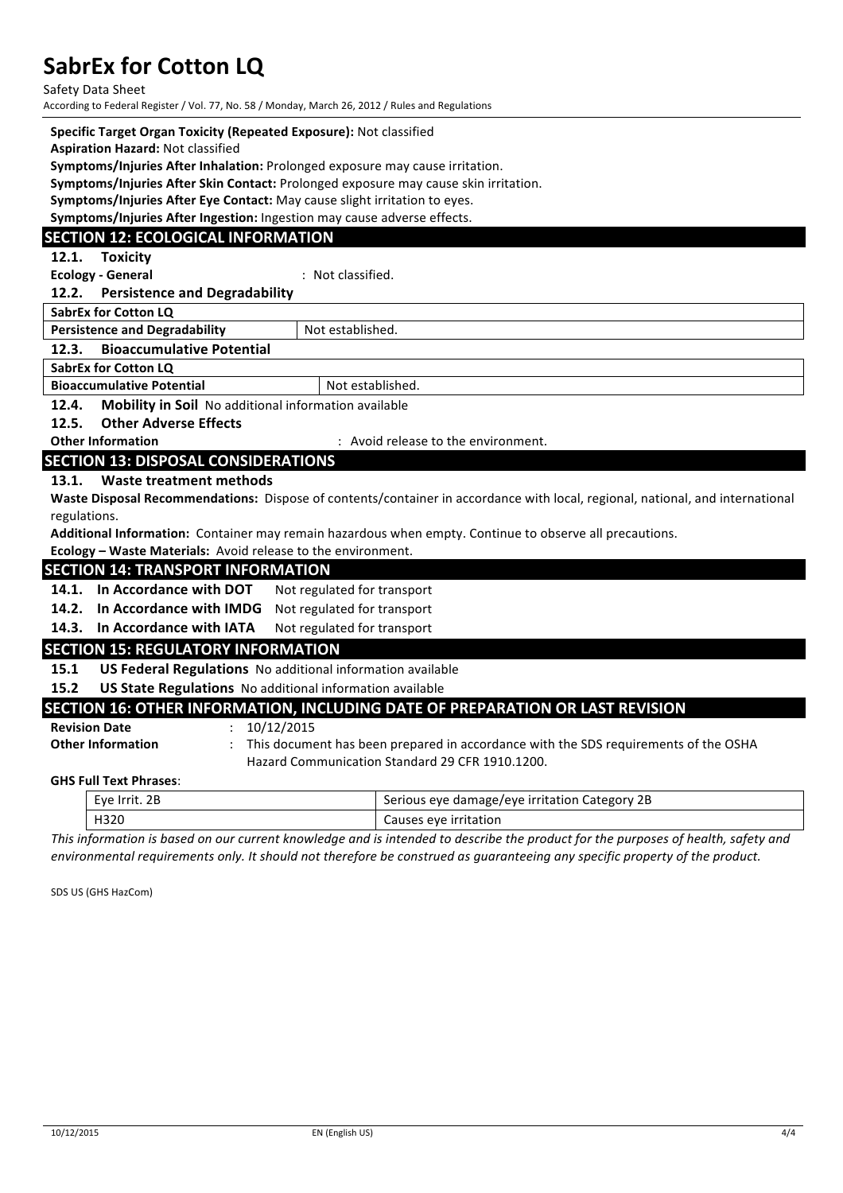**Specific Target Organ Toxicity (Repeated Exposure):** Not classified

**Aspiration Hazard:** Not classified

**Symptoms/Injuries After Inhalation:** Prolonged exposure may cause irritation.

**Symptoms/Injuries After Skin Contact:** Prolonged exposure may cause skin irritation.

**Symptoms/Injuries After Eye Contact:** May cause slight irritation to eyes.

**Symptoms/Injuries After Ingestion:** Ingestion may cause adverse effects.

## SECTION 12: ECOLOGICAL INFORMATION

### 12.1. Toxicity

**Ecology - General** : Not classified.

### 12.2. Persistence and Degradability

| SabrEx for Cotton LQ | |
|---|---|
| **Persistence and Degradability** | Not established. |

### 12.3. Bioaccumulative Potential

| SabrEx for Cotton LQ | |
|---|---|
| **Bioaccumulative Potential** | Not established. |

### 12.4. Mobility in Soil
No additional information available

### 12.5. Other Adverse Effects

**Other Information** : Avoid release to the environment.

## SECTION 13: DISPOSAL CONSIDERATIONS

### 13.1. Waste treatment methods

**Waste Disposal Recommendations:** Dispose of contents/container in accordance with local, regional, national, and international regulations.

**Additional Information:** Container may remain hazardous when empty. Continue to observe all precautions.

**Ecology – Waste Materials:** Avoid release to the environment.

## SECTION 14: TRANSPORT INFORMATION

**14.1. In Accordance with DOT** Not regulated for transport

**14.2. In Accordance with IMDG** Not regulated for transport

**14.3. In Accordance with IATA** Not regulated for transport

## SECTION 15: REGULATORY INFORMATION

**15.1 US Federal Regulations** No additional information available

**15.2 US State Regulations** No additional information available

## SECTION 16: OTHER INFORMATION, INCLUDING DATE OF PREPARATION OR LAST REVISION

**Revision Date** : 10/12/2015

**Other Information** : This document has been prepared in accordance with the SDS requirements of the OSHA Hazard Communication Standard 29 CFR 1910.1200.

**GHS Full Text Phrases**:

| | |
|---|---|
| Eye Irrit. 2B | Serious eye damage/eye irritation Category 2B |
| H320 | Causes eye irritation |

*This information is based on our current knowledge and is intended to describe the product for the purposes of health, safety and environmental requirements only. It should not therefore be construed as guaranteeing any specific property of the product.*

SDS US (GHS HazCom)